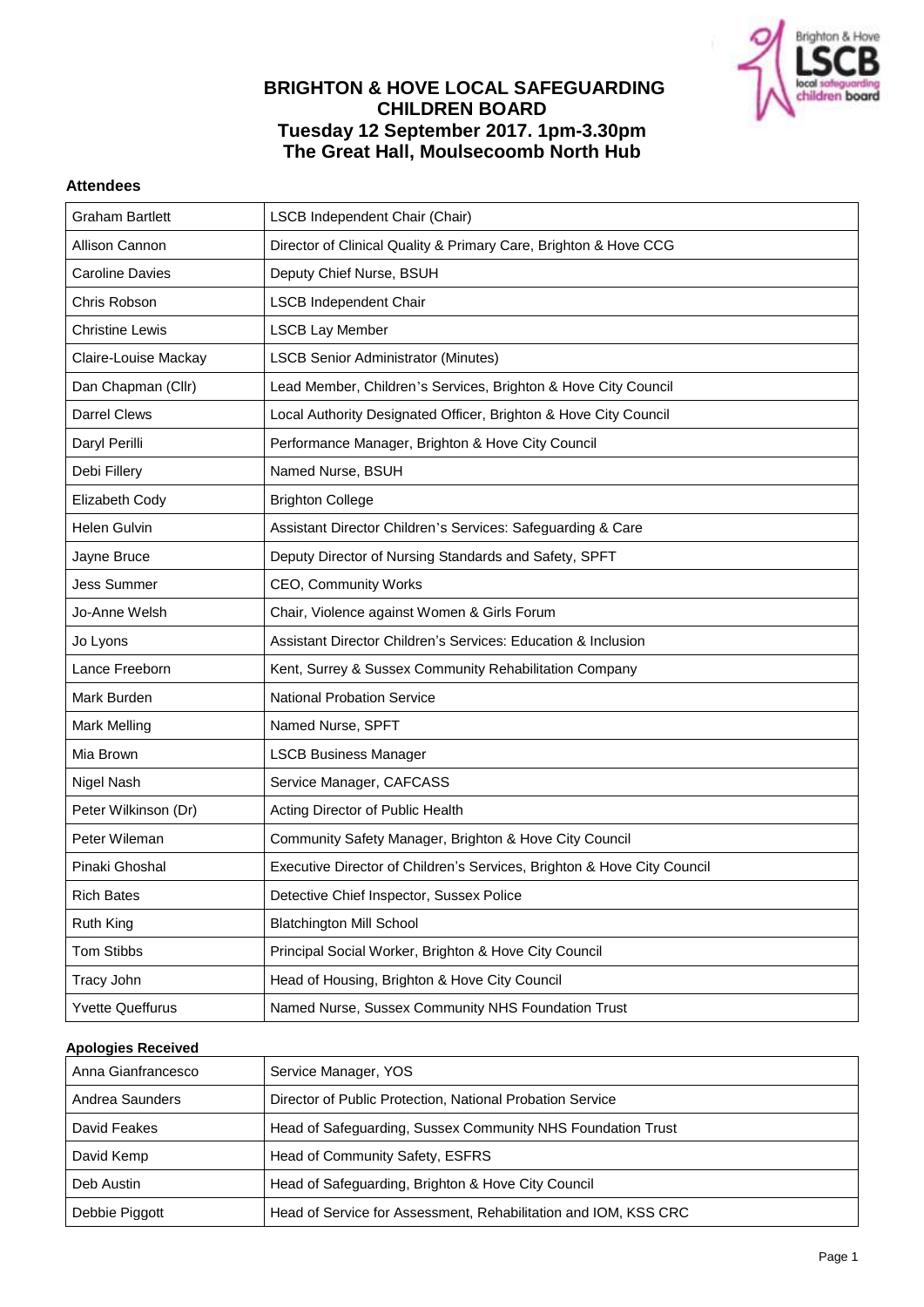# BRIGHTON & HOVE LOCAL SAFEGUARDING CHILDREN BOARD
## Tuesday 12 September 2017. 1pm-3.30pm
## The Great Hall, Moulsecoomb North Hub

**Attendees**

| | |
|---|---|
| Graham Bartlett | LSCB Independent Chair (Chair) |
| Allison Cannon | Director of Clinical Quality & Primary Care, Brighton & Hove CCG |
| Caroline Davies | Deputy Chief Nurse, BSUH |
| Chris Robson | LSCB Independent Chair |
| Christine Lewis | LSCB Lay Member |
| Claire-Louise Mackay | LSCB Senior Administrator (Minutes) |
| Dan Chapman (Cllr) | Lead Member, Children's Services, Brighton & Hove City Council |
| Darrel Clews | Local Authority Designated Officer, Brighton & Hove City Council |
| Daryl Perilli | Performance Manager, Brighton & Hove City Council |
| Debi Fillery | Named Nurse, BSUH |
| Elizabeth Cody | Brighton College |
| Helen Gulvin | Assistant Director Children's Services: Safeguarding & Care |
| Jayne Bruce | Deputy Director of Nursing Standards and Safety, SPFT |
| Jess Summer | CEO, Community Works |
| Jo-Anne Welsh | Chair, Violence against Women & Girls Forum |
| Jo Lyons | Assistant Director Children's Services: Education & Inclusion |
| Lance Freeborn | Kent, Surrey & Sussex Community Rehabilitation Company |
| Mark Burden | National Probation Service |
| Mark Melling | Named Nurse, SPFT |
| Mia Brown | LSCB Business Manager |
| Nigel Nash | Service Manager, CAFCASS |
| Peter Wilkinson (Dr) | Acting Director of Public Health |
| Peter Wileman | Community Safety Manager, Brighton & Hove City Council |
| Pinaki Ghoshal | Executive Director of Children's Services, Brighton & Hove City Council |
| Rich Bates | Detective Chief Inspector, Sussex Police |
| Ruth King | Blatchington Mill School |
| Tom Stibbs | Principal Social Worker, Brighton & Hove City Council |
| Tracy John | Head of Housing, Brighton & Hove City Council |
| Yvette Queffurus | Named Nurse, Sussex Community NHS Foundation Trust |

**Apologies Received**

| | |
|---|---|
| Anna Gianfrancesco | Service Manager, YOS |
| Andrea Saunders | Director of Public Protection, National Probation Service |
| David Feakes | Head of Safeguarding, Sussex Community NHS Foundation Trust |
| David Kemp | Head of Community Safety, ESFRS |
| Deb Austin | Head of Safeguarding, Brighton & Hove City Council |
| Debbie Piggott | Head of Service for Assessment, Rehabilitation and IOM, KSS CRC |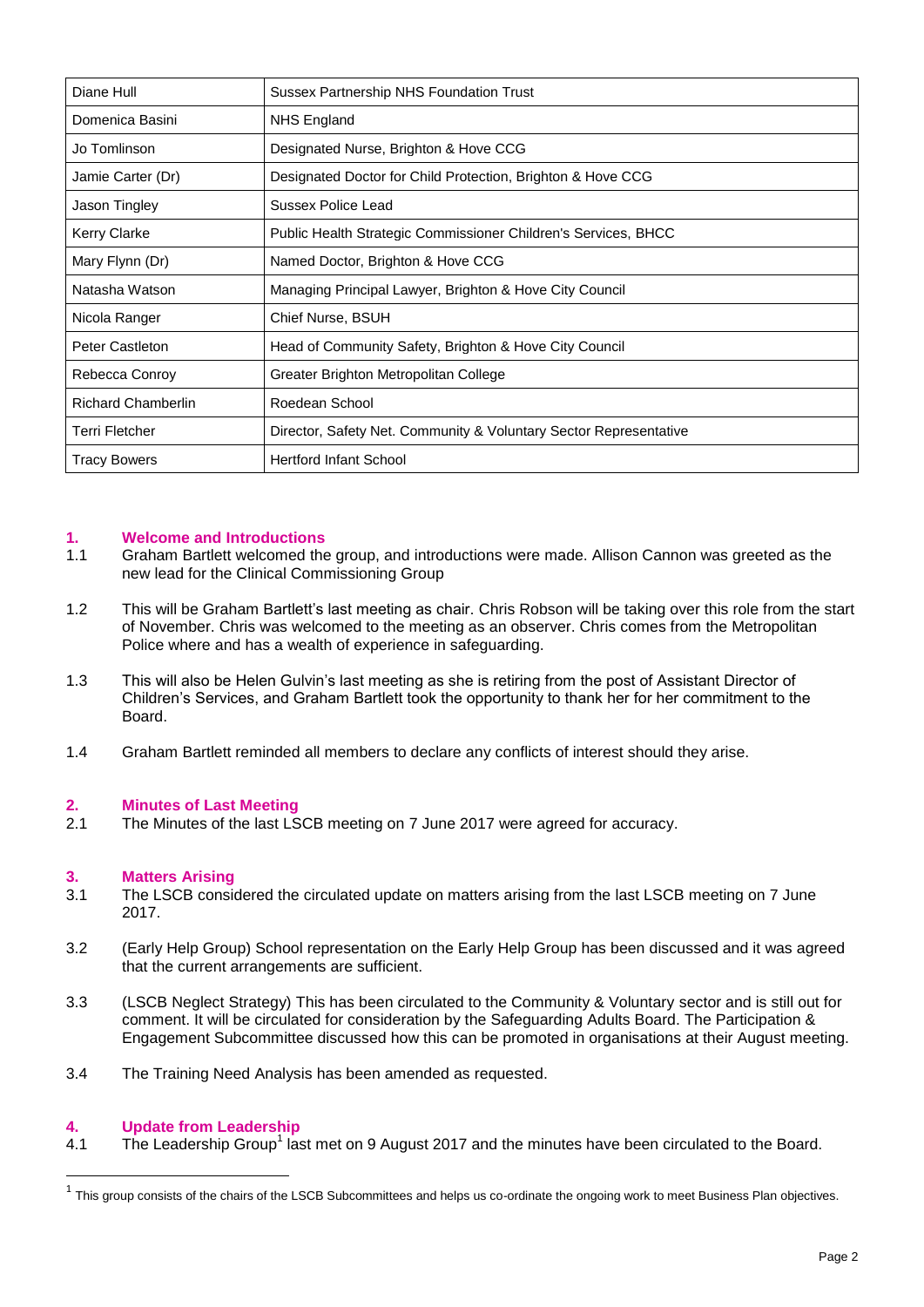| | |
|---|---|
| Diane Hull | Sussex Partnership NHS Foundation Trust |
| Domenica Basini | NHS England |
| Jo Tomlinson | Designated Nurse, Brighton & Hove CCG |
| Jamie Carter (Dr) | Designated Doctor for Child Protection, Brighton & Hove CCG |
| Jason Tingley | Sussex Police Lead |
| Kerry Clarke | Public Health Strategic Commissioner Children's Services, BHCC |
| Mary Flynn (Dr) | Named Doctor, Brighton & Hove CCG |
| Natasha Watson | Managing Principal Lawyer, Brighton & Hove City Council |
| Nicola Ranger | Chief Nurse, BSUH |
| Peter Castleton | Head of Community Safety, Brighton & Hove City Council |
| Rebecca Conroy | Greater Brighton Metropolitan College |
| Richard Chamberlin | Roedean School |
| Terri Fletcher | Director, Safety Net. Community & Voluntary Sector Representative |
| Tracy Bowers | Hertford Infant School |

## 1. Welcome and Introductions

1.1 Graham Bartlett welcomed the group, and introductions were made. Allison Cannon was greeted as the new lead for the Clinical Commissioning Group

1.2 This will be Graham Bartlett's last meeting as chair. Chris Robson will be taking over this role from the start of November. Chris was welcomed to the meeting as an observer. Chris comes from the Metropolitan Police where and has a wealth of experience in safeguarding.

1.3 This will also be Helen Gulvin's last meeting as she is retiring from the post of Assistant Director of Children's Services, and Graham Bartlett took the opportunity to thank her for her commitment to the Board.

1.4 Graham Bartlett reminded all members to declare any conflicts of interest should they arise.

## 2. Minutes of Last Meeting

2.1 The Minutes of the last LSCB meeting on 7 June 2017 were agreed for accuracy.

## 3. Matters Arising

3.1 The LSCB considered the circulated update on matters arising from the last LSCB meeting on 7 June 2017.

3.2 (Early Help Group) School representation on the Early Help Group has been discussed and it was agreed that the current arrangements are sufficient.

3.3 (LSCB Neglect Strategy) This has been circulated to the Community & Voluntary sector and is still out for comment. It will be circulated for consideration by the Safeguarding Adults Board. The Participation & Engagement Subcommittee discussed how this can be promoted in organisations at their August meeting.

3.4 The Training Need Analysis has been amended as requested.

## 4. Update from Leadership

4.1 The Leadership Group[1] last met on 9 August 2017 and the minutes have been circulated to the Board.

[1] This group consists of the chairs of the LSCB Subcommittees and helps us co-ordinate the ongoing work to meet Business Plan objectives.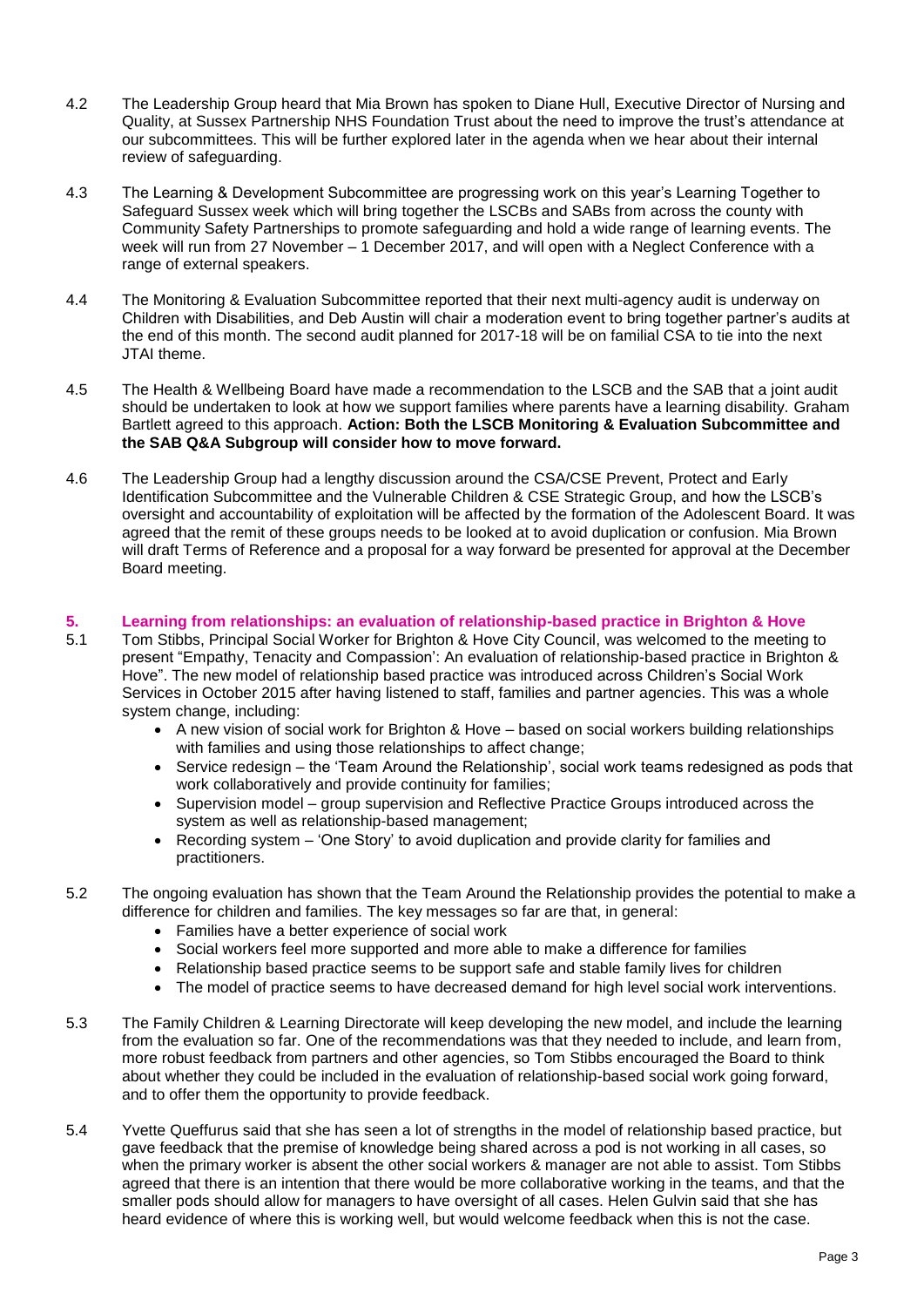4.2 The Leadership Group heard that Mia Brown has spoken to Diane Hull, Executive Director of Nursing and Quality, at Sussex Partnership NHS Foundation Trust about the need to improve the trust's attendance at our subcommittees. This will be further explored later in the agenda when we hear about their internal review of safeguarding.

4.3 The Learning & Development Subcommittee are progressing work on this year's Learning Together to Safeguard Sussex week which will bring together the LSCBs and SABs from across the county with Community Safety Partnerships to promote safeguarding and hold a wide range of learning events. The week will run from 27 November – 1 December 2017, and will open with a Neglect Conference with a range of external speakers.

4.4 The Monitoring & Evaluation Subcommittee reported that their next multi-agency audit is underway on Children with Disabilities, and Deb Austin will chair a moderation event to bring together partner's audits at the end of this month. The second audit planned for 2017-18 will be on familial CSA to tie into the next JTAI theme.

4.5 The Health & Wellbeing Board have made a recommendation to the LSCB and the SAB that a joint audit should be undertaken to look at how we support families where parents have a learning disability. Graham Bartlett agreed to this approach. **Action: Both the LSCB Monitoring & Evaluation Subcommittee and the SAB Q&A Subgroup will consider how to move forward.**

4.6 The Leadership Group had a lengthy discussion around the CSA/CSE Prevent, Protect and Early Identification Subcommittee and the Vulnerable Children & CSE Strategic Group, and how the LSCB's oversight and accountability of exploitation will be affected by the formation of the Adolescent Board. It was agreed that the remit of these groups needs to be looked at to avoid duplication or confusion. Mia Brown will draft Terms of Reference and a proposal for a way forward be presented for approval at the December Board meeting.

## 5. Learning from relationships: an evaluation of relationship-based practice in Brighton & Hove

5.1 Tom Stibbs, Principal Social Worker for Brighton & Hove City Council, was welcomed to the meeting to present "Empathy, Tenacity and Compassion': An evaluation of relationship-based practice in Brighton & Hove". The new model of relationship based practice was introduced across Children's Social Work Services in October 2015 after having listened to staff, families and partner agencies. This was a whole system change, including:

- A new vision of social work for Brighton & Hove – based on social workers building relationships with families and using those relationships to affect change;
- Service redesign – the 'Team Around the Relationship', social work teams redesigned as pods that work collaboratively and provide continuity for families;
- Supervision model – group supervision and Reflective Practice Groups introduced across the system as well as relationship-based management;
- Recording system – 'One Story' to avoid duplication and provide clarity for families and practitioners.

5.2 The ongoing evaluation has shown that the Team Around the Relationship provides the potential to make a difference for children and families. The key messages so far are that, in general:

- Families have a better experience of social work
- Social workers feel more supported and more able to make a difference for families
- Relationship based practice seems to be support safe and stable family lives for children
- The model of practice seems to have decreased demand for high level social work interventions.

5.3 The Family Children & Learning Directorate will keep developing the new model, and include the learning from the evaluation so far. One of the recommendations was that they needed to include, and learn from, more robust feedback from partners and other agencies, so Tom Stibbs encouraged the Board to think about whether they could be included in the evaluation of relationship-based social work going forward, and to offer them the opportunity to provide feedback.

5.4 Yvette Queffurus said that she has seen a lot of strengths in the model of relationship based practice, but gave feedback that the premise of knowledge being shared across a pod is not working in all cases, so when the primary worker is absent the other social workers & manager are not able to assist. Tom Stibbs agreed that there is an intention that there would be more collaborative working in the teams, and that the smaller pods should allow for managers to have oversight of all cases. Helen Gulvin said that she has heard evidence of where this is working well, but would welcome feedback when this is not the case.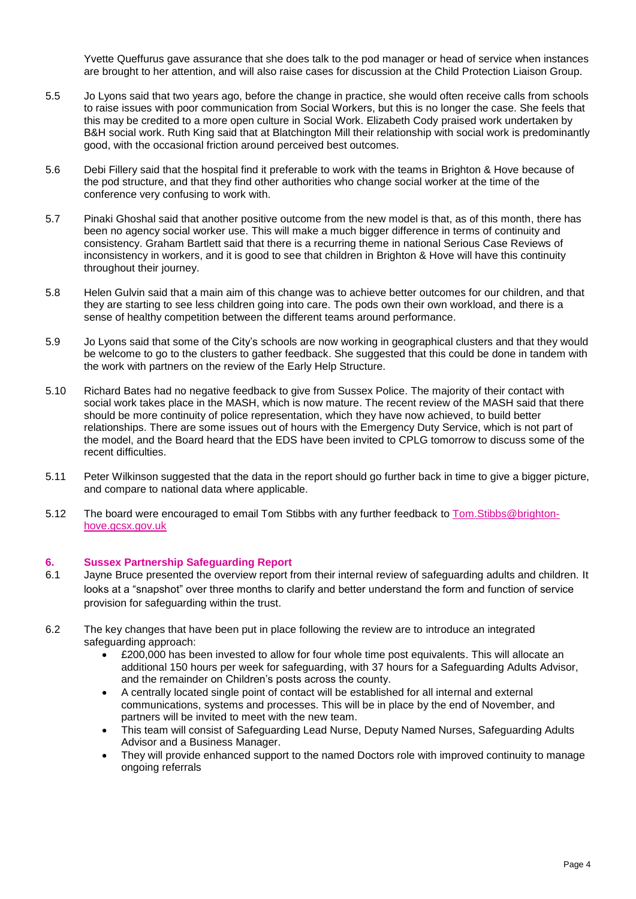Yvette Queffurus gave assurance that she does talk to the pod manager or head of service when instances are brought to her attention, and will also raise cases for discussion at the Child Protection Liaison Group.

5.5 Jo Lyons said that two years ago, before the change in practice, she would often receive calls from schools to raise issues with poor communication from Social Workers, but this is no longer the case. She feels that this may be credited to a more open culture in Social Work. Elizabeth Cody praised work undertaken by B&H social work. Ruth King said that at Blatchington Mill their relationship with social work is predominantly good, with the occasional friction around perceived best outcomes.

5.6 Debi Fillery said that the hospital find it preferable to work with the teams in Brighton & Hove because of the pod structure, and that they find other authorities who change social worker at the time of the conference very confusing to work with.

5.7 Pinaki Ghoshal said that another positive outcome from the new model is that, as of this month, there has been no agency social worker use. This will make a much bigger difference in terms of continuity and consistency. Graham Bartlett said that there is a recurring theme in national Serious Case Reviews of inconsistency in workers, and it is good to see that children in Brighton & Hove will have this continuity throughout their journey.

5.8 Helen Gulvin said that a main aim of this change was to achieve better outcomes for our children, and that they are starting to see less children going into care. The pods own their own workload, and there is a sense of healthy competition between the different teams around performance.

5.9 Jo Lyons said that some of the City's schools are now working in geographical clusters and that they would be welcome to go to the clusters to gather feedback. She suggested that this could be done in tandem with the work with partners on the review of the Early Help Structure.

5.10 Richard Bates had no negative feedback to give from Sussex Police. The majority of their contact with social work takes place in the MASH, which is now mature. The recent review of the MASH said that there should be more continuity of police representation, which they have now achieved, to build better relationships. There are some issues out of hours with the Emergency Duty Service, which is not part of the model, and the Board heard that the EDS have been invited to CPLG tomorrow to discuss some of the recent difficulties.

5.11 Peter Wilkinson suggested that the data in the report should go further back in time to give a bigger picture, and compare to national data where applicable.

5.12 The board were encouraged to email Tom Stibbs with any further feedback to Tom.Stibbs@brighton-hove.gcsx.gov.uk

## 6. Sussex Partnership Safeguarding Report

6.1 Jayne Bruce presented the overview report from their internal review of safeguarding adults and children. It looks at a "snapshot" over three months to clarify and better understand the form and function of service provision for safeguarding within the trust.

6.2 The key changes that have been put in place following the review are to introduce an integrated safeguarding approach:

- £200,000 has been invested to allow for four whole time post equivalents. This will allocate an additional 150 hours per week for safeguarding, with 37 hours for a Safeguarding Adults Advisor, and the remainder on Children's posts across the county.
- A centrally located single point of contact will be established for all internal and external communications, systems and processes. This will be in place by the end of November, and partners will be invited to meet with the new team.
- This team will consist of Safeguarding Lead Nurse, Deputy Named Nurses, Safeguarding Adults Advisor and a Business Manager.
- They will provide enhanced support to the named Doctors role with improved continuity to manage ongoing referrals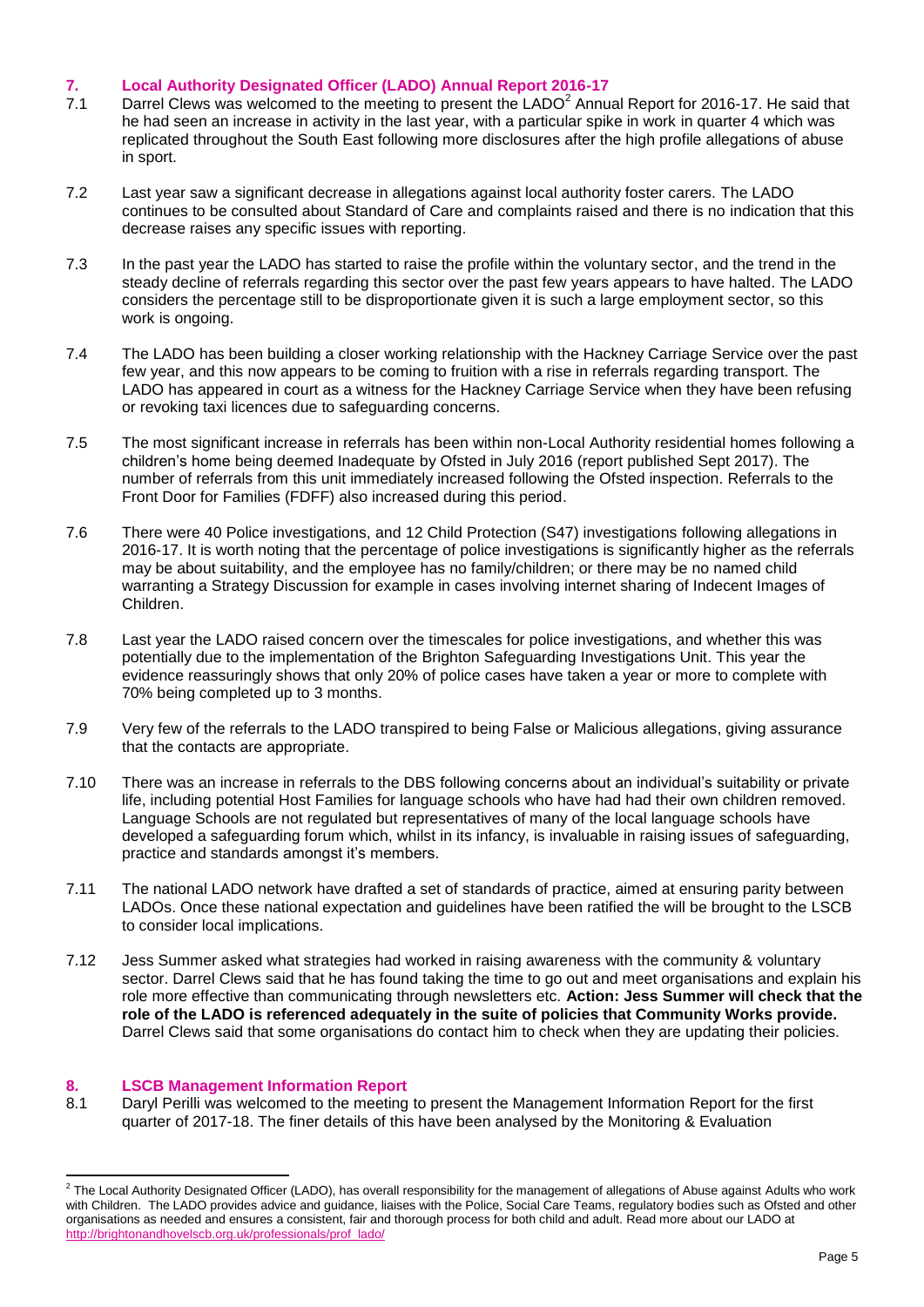## 7. Local Authority Designated Officer (LADO) Annual Report 2016-17

7.1 Darrel Clews was welcomed to the meeting to present the LADO[2] Annual Report for 2016-17. He said that he had seen an increase in activity in the last year, with a particular spike in work in quarter 4 which was replicated throughout the South East following more disclosures after the high profile allegations of abuse in sport.

7.2 Last year saw a significant decrease in allegations against local authority foster carers. The LADO continues to be consulted about Standard of Care and complaints raised and there is no indication that this decrease raises any specific issues with reporting.

7.3 In the past year the LADO has started to raise the profile within the voluntary sector, and the trend in the steady decline of referrals regarding this sector over the past few years appears to have halted. The LADO considers the percentage still to be disproportionate given it is such a large employment sector, so this work is ongoing.

7.4 The LADO has been building a closer working relationship with the Hackney Carriage Service over the past few year, and this now appears to be coming to fruition with a rise in referrals regarding transport. The LADO has appeared in court as a witness for the Hackney Carriage Service when they have been refusing or revoking taxi licences due to safeguarding concerns.

7.5 The most significant increase in referrals has been within non-Local Authority residential homes following a children's home being deemed Inadequate by Ofsted in July 2016 (report published Sept 2017). The number of referrals from this unit immediately increased following the Ofsted inspection. Referrals to the Front Door for Families (FDFF) also increased during this period.

7.6 There were 40 Police investigations, and 12 Child Protection (S47) investigations following allegations in 2016-17. It is worth noting that the percentage of police investigations is significantly higher as the referrals may be about suitability, and the employee has no family/children; or there may be no named child warranting a Strategy Discussion for example in cases involving internet sharing of Indecent Images of Children.

7.8 Last year the LADO raised concern over the timescales for police investigations, and whether this was potentially due to the implementation of the Brighton Safeguarding Investigations Unit. This year the evidence reassuringly shows that only 20% of police cases have taken a year or more to complete with 70% being completed up to 3 months.

7.9 Very few of the referrals to the LADO transpired to being False or Malicious allegations, giving assurance that the contacts are appropriate.

7.10 There was an increase in referrals to the DBS following concerns about an individual's suitability or private life, including potential Host Families for language schools who have had had their own children removed. Language Schools are not regulated but representatives of many of the local language schools have developed a safeguarding forum which, whilst in its infancy, is invaluable in raising issues of safeguarding, practice and standards amongst it's members.

7.11 The national LADO network have drafted a set of standards of practice, aimed at ensuring parity between LADOs. Once these national expectation and guidelines have been ratified the will be brought to the LSCB to consider local implications.

7.12 Jess Summer asked what strategies had worked in raising awareness with the community & voluntary sector. Darrel Clews said that he has found taking the time to go out and meet organisations and explain his role more effective than communicating through newsletters etc. **Action: Jess Summer will check that the role of the LADO is referenced adequately in the suite of policies that Community Works provide.** Darrel Clews said that some organisations do contact him to check when they are updating their policies.

## 8. LSCB Management Information Report

8.1 Daryl Perilli was welcomed to the meeting to present the Management Information Report for the first quarter of 2017-18. The finer details of this have been analysed by the Monitoring & Evaluation

---

[2] The Local Authority Designated Officer (LADO), has overall responsibility for the management of allegations of Abuse against Adults who work with Children. The LADO provides advice and guidance, liaises with the Police, Social Care Teams, regulatory bodies such as Ofsted and other organisations as needed and ensures a consistent, fair and thorough process for both child and adult. Read more about our LADO at http://brightonandhovelscb.org.uk/professionals/prof_lado/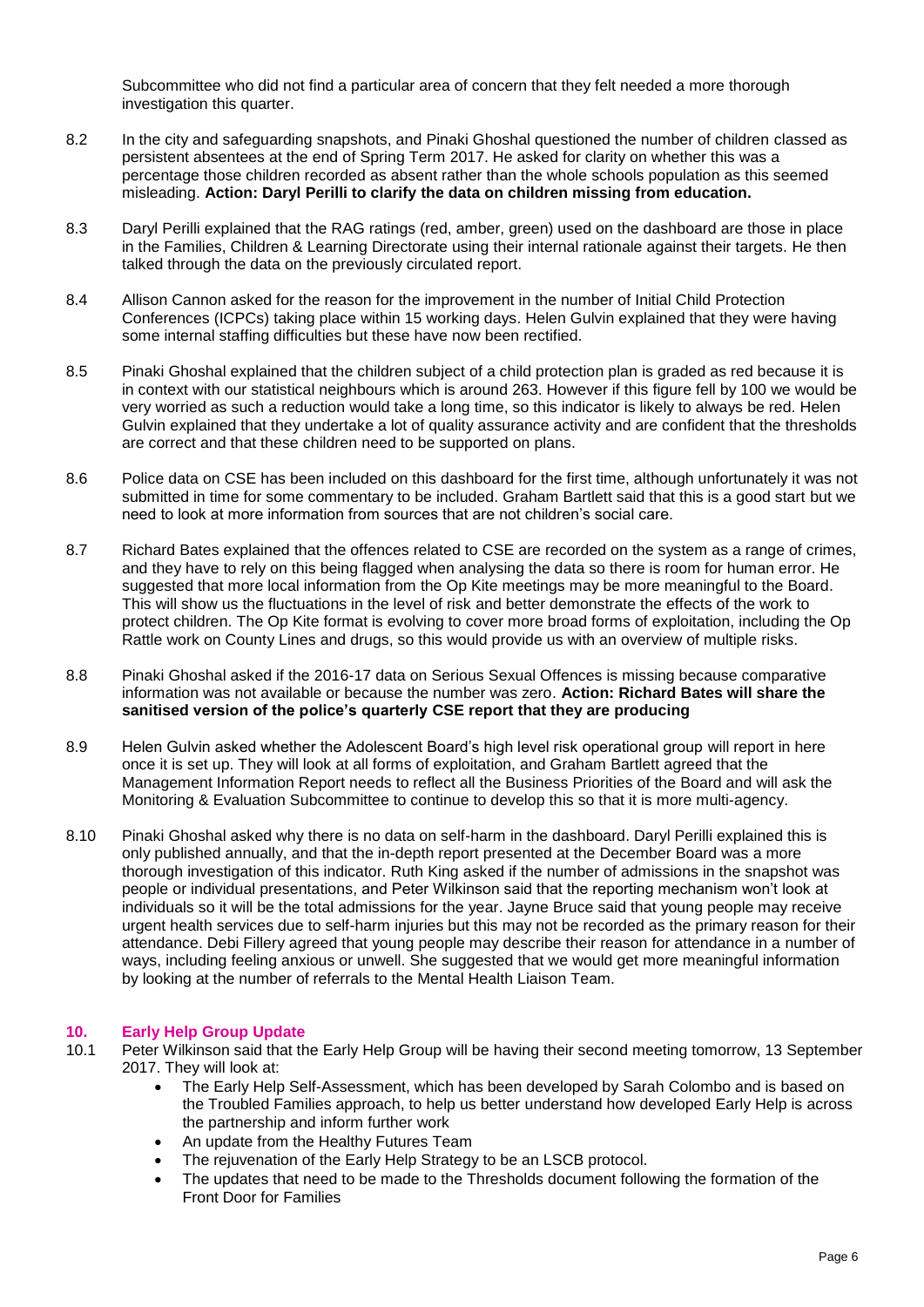Subcommittee who did not find a particular area of concern that they felt needed a more thorough investigation this quarter.

8.2 In the city and safeguarding snapshots, and Pinaki Ghoshal questioned the number of children classed as persistent absentees at the end of Spring Term 2017. He asked for clarity on whether this was a percentage those children recorded as absent rather than the whole schools population as this seemed misleading. **Action: Daryl Perilli to clarify the data on children missing from education.**

8.3 Daryl Perilli explained that the RAG ratings (red, amber, green) used on the dashboard are those in place in the Families, Children & Learning Directorate using their internal rationale against their targets. He then talked through the data on the previously circulated report.

8.4 Allison Cannon asked for the reason for the improvement in the number of Initial Child Protection Conferences (ICPCs) taking place within 15 working days. Helen Gulvin explained that they were having some internal staffing difficulties but these have now been rectified.

8.5 Pinaki Ghoshal explained that the children subject of a child protection plan is graded as red because it is in context with our statistical neighbours which is around 263. However if this figure fell by 100 we would be very worried as such a reduction would take a long time, so this indicator is likely to always be red. Helen Gulvin explained that they undertake a lot of quality assurance activity and are confident that the thresholds are correct and that these children need to be supported on plans.

8.6 Police data on CSE has been included on this dashboard for the first time, although unfortunately it was not submitted in time for some commentary to be included. Graham Bartlett said that this is a good start but we need to look at more information from sources that are not children's social care.

8.7 Richard Bates explained that the offences related to CSE are recorded on the system as a range of crimes, and they have to rely on this being flagged when analysing the data so there is room for human error. He suggested that more local information from the Op Kite meetings may be more meaningful to the Board. This will show us the fluctuations in the level of risk and better demonstrate the effects of the work to protect children. The Op Kite format is evolving to cover more broad forms of exploitation, including the Op Rattle work on County Lines and drugs, so this would provide us with an overview of multiple risks.

8.8 Pinaki Ghoshal asked if the 2016-17 data on Serious Sexual Offences is missing because comparative information was not available or because the number was zero. **Action: Richard Bates will share the sanitised version of the police's quarterly CSE report that they are producing**

8.9 Helen Gulvin asked whether the Adolescent Board's high level risk operational group will report in here once it is set up. They will look at all forms of exploitation, and Graham Bartlett agreed that the Management Information Report needs to reflect all the Business Priorities of the Board and will ask the Monitoring & Evaluation Subcommittee to continue to develop this so that it is more multi-agency.

8.10 Pinaki Ghoshal asked why there is no data on self-harm in the dashboard. Daryl Perilli explained this is only published annually, and that the in-depth report presented at the December Board was a more thorough investigation of this indicator. Ruth King asked if the number of admissions in the snapshot was people or individual presentations, and Peter Wilkinson said that the reporting mechanism won't look at individuals so it will be the total admissions for the year. Jayne Bruce said that young people may receive urgent health services due to self-harm injuries but this may not be recorded as the primary reason for their attendance. Debi Fillery agreed that young people may describe their reason for attendance in a number of ways, including feeling anxious or unwell. She suggested that we would get more meaningful information by looking at the number of referrals to the Mental Health Liaison Team.

## 10. Early Help Group Update

10.1 Peter Wilkinson said that the Early Help Group will be having their second meeting tomorrow, 13 September 2017. They will look at:

- The Early Help Self-Assessment, which has been developed by Sarah Colombo and is based on the Troubled Families approach, to help us better understand how developed Early Help is across the partnership and inform further work
- An update from the Healthy Futures Team
- The rejuvenation of the Early Help Strategy to be an LSCB protocol.
- The updates that need to be made to the Thresholds document following the formation of the Front Door for Families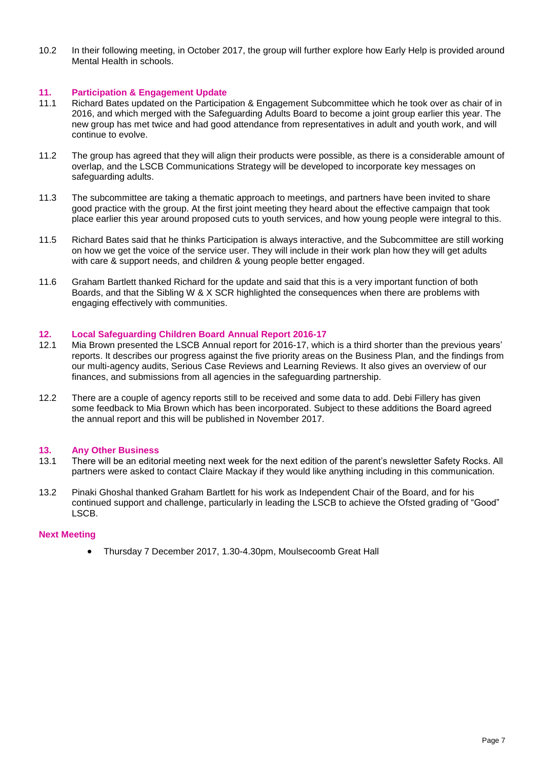10.2 In their following meeting, in October 2017, the group will further explore how Early Help is provided around Mental Health in schools.

## 11. Participation & Engagement Update

11.1 Richard Bates updated on the Participation & Engagement Subcommittee which he took over as chair of in 2016, and which merged with the Safeguarding Adults Board to become a joint group earlier this year. The new group has met twice and had good attendance from representatives in adult and youth work, and will continue to evolve.

11.2 The group has agreed that they will align their products were possible, as there is a considerable amount of overlap, and the LSCB Communications Strategy will be developed to incorporate key messages on safeguarding adults.

11.3 The subcommittee are taking a thematic approach to meetings, and partners have been invited to share good practice with the group. At the first joint meeting they heard about the effective campaign that took place earlier this year around proposed cuts to youth services, and how young people were integral to this.

11.5 Richard Bates said that he thinks Participation is always interactive, and the Subcommittee are still working on how we get the voice of the service user. They will include in their work plan how they will get adults with care & support needs, and children & young people better engaged.

11.6 Graham Bartlett thanked Richard for the update and said that this is a very important function of both Boards, and that the Sibling W & X SCR highlighted the consequences when there are problems with engaging effectively with communities.

## 12. Local Safeguarding Children Board Annual Report 2016-17

12.1 Mia Brown presented the LSCB Annual report for 2016-17, which is a third shorter than the previous years' reports. It describes our progress against the five priority areas on the Business Plan, and the findings from our multi-agency audits, Serious Case Reviews and Learning Reviews. It also gives an overview of our finances, and submissions from all agencies in the safeguarding partnership.

12.2 There are a couple of agency reports still to be received and some data to add. Debi Fillery has given some feedback to Mia Brown which has been incorporated. Subject to these additions the Board agreed the annual report and this will be published in November 2017.

## 13. Any Other Business

13.1 There will be an editorial meeting next week for the next edition of the parent's newsletter Safety Rocks. All partners were asked to contact Claire Mackay if they would like anything including in this communication.

13.2 Pinaki Ghoshal thanked Graham Bartlett for his work as Independent Chair of the Board, and for his continued support and challenge, particularly in leading the LSCB to achieve the Ofsted grading of "Good" LSCB.

## Next Meeting

- Thursday 7 December 2017, 1.30-4.30pm, Moulsecoomb Great Hall